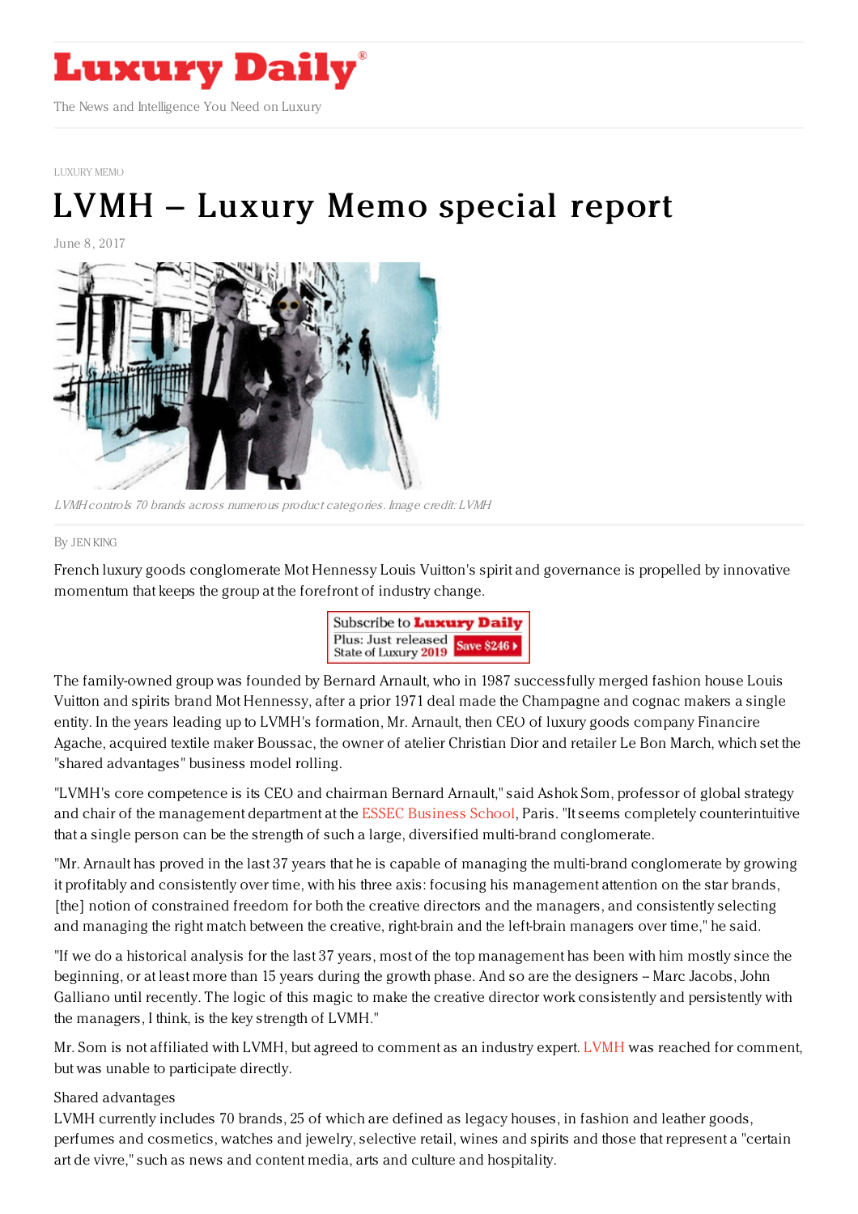# Luxury Daily

The News and Intelligence You Need on Luxury

LUXURY MEMO

# LVMH – Luxury Memo special report

June 8, 2017

*LVMH controls 70 brands across numerous product categories. Image credit: LVMH*

By JEN KING

French luxury goods conglomerate Mot Hennessy Louis Vuitton's spirit and governance is propelled by innovative momentum that keeps the group at the forefront of industry change.

The family-owned group was founded by Bernard Arnault, who in 1987 successfully merged fashion house Louis Vuitton and spirits brand Mot Hennessy, after a prior 1971 deal made the Champagne and cognac makers a single entity. In the years leading up to LVMH's formation, Mr. Arnault, then CEO of luxury goods company Financire Agache, acquired textile maker Boussac, the owner of atelier Christian Dior and retailer Le Bon March, which set the "shared advantages" business model rolling.

"LVMH's core competence is its CEO and chairman Bernard Arnault," said Ashok Som, professor of global strategy and chair of the management department at the ESSEC Business School, Paris. "It seems completely counterintuitive that a single person can be the strength of such a large, diversified multi-brand conglomerate.

"Mr. Arnault has proved in the last 37 years that he is capable of managing the multi-brand conglomerate by growing it profitably and consistently over time, with his three axis: focusing his management attention on the star brands, [the] notion of constrained freedom for both the creative directors and the managers, and consistently selecting and managing the right match between the creative, right-brain and the left-brain managers over time," he said.

"If we do a historical analysis for the last 37 years, most of the top management has been with him mostly since the beginning, or at least more than 15 years during the growth phase. And so are the designers – Marc Jacobs, John Galliano until recently. The logic of this magic to make the creative director work consistently and persistently with the managers, I think, is the key strength of LVMH."

Mr. Som is not affiliated with LVMH, but agreed to comment as an industry expert. LVMH was reached for comment, but was unable to participate directly.

Shared advantages

LVMH currently includes 70 brands, 25 of which are defined as legacy houses, in fashion and leather goods, perfumes and cosmetics, watches and jewelry, selective retail, wines and spirits and those that represent a "certain art de vivre," such as news and content media, arts and culture and hospitality.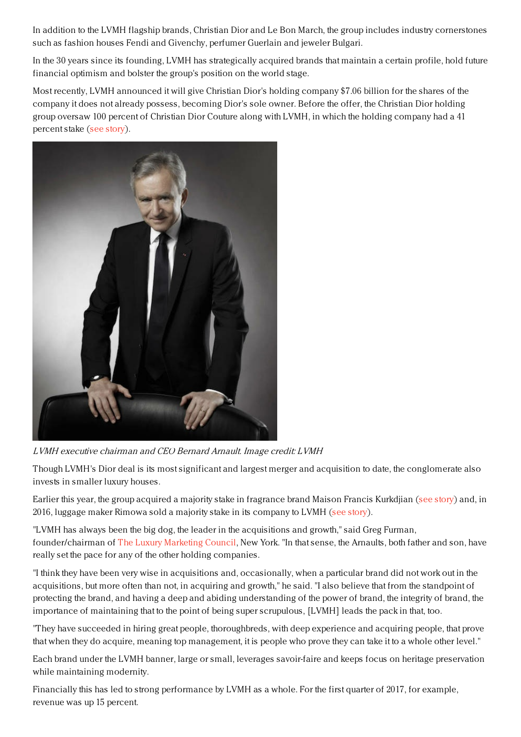In addition to the LVMH flagship brands, Christian Dior and Le Bon March, the group includes industry cornerstones such as fashion houses Fendi and Givenchy, perfumer Guerlain and jeweler Bulgari.

In the 30 years since its founding, LVMH has strategically acquired brands that maintain a certain profile, hold future financial optimism and bolster the group's position on the world stage.

Most recently, LVMH announced it will give Christian Dior's holding company $7.06 billion for the shares of the company it does not already possess, becoming Dior's sole owner. Before the offer, the Christian Dior holding group oversaw 100 percent of Christian Dior Couture along with LVMH, in which the holding company had a 41 percent stake (see story).

*LVMH executive chairman and CEO Bernard Arnault. Image credit: LVMH*

Though LVMH's Dior deal is its most significant and largest merger and acquisition to date, the conglomerate also invests in smaller luxury houses.

Earlier this year, the group acquired a majority stake in fragrance brand Maison Francis Kurkdjian (see story) and, in 2016, luggage maker Rimowa sold a majority stake in its company to LVMH (see story).

"LVMH has always been the big dog, the leader in the acquisitions and growth," said Greg Furman, founder/chairman of The Luxury Marketing Council, New York. "In that sense, the Arnaults, both father and son, have really set the pace for any of the other holding companies.

"I think they have been very wise in acquisitions and, occasionally, when a particular brand did not work out in the acquisitions, but more often than not, in acquiring and growth," he said. "I also believe that from the standpoint of protecting the brand, and having a deep and abiding understanding of the power of brand, the integrity of brand, the importance of maintaining that to the point of being super scrupulous, [LVMH] leads the pack in that, too.

"They have succeeded in hiring great people, thoroughbreds, with deep experience and acquiring people, that prove that when they do acquire, meaning top management, it is people who prove they can take it to a whole other level."

Each brand under the LVMH banner, large or small, leverages savoir-faire and keeps focus on heritage preservation while maintaining modernity.

Financially this has led to strong performance by LVMH as a whole. For the first quarter of 2017, for example, revenue was up 15 percent.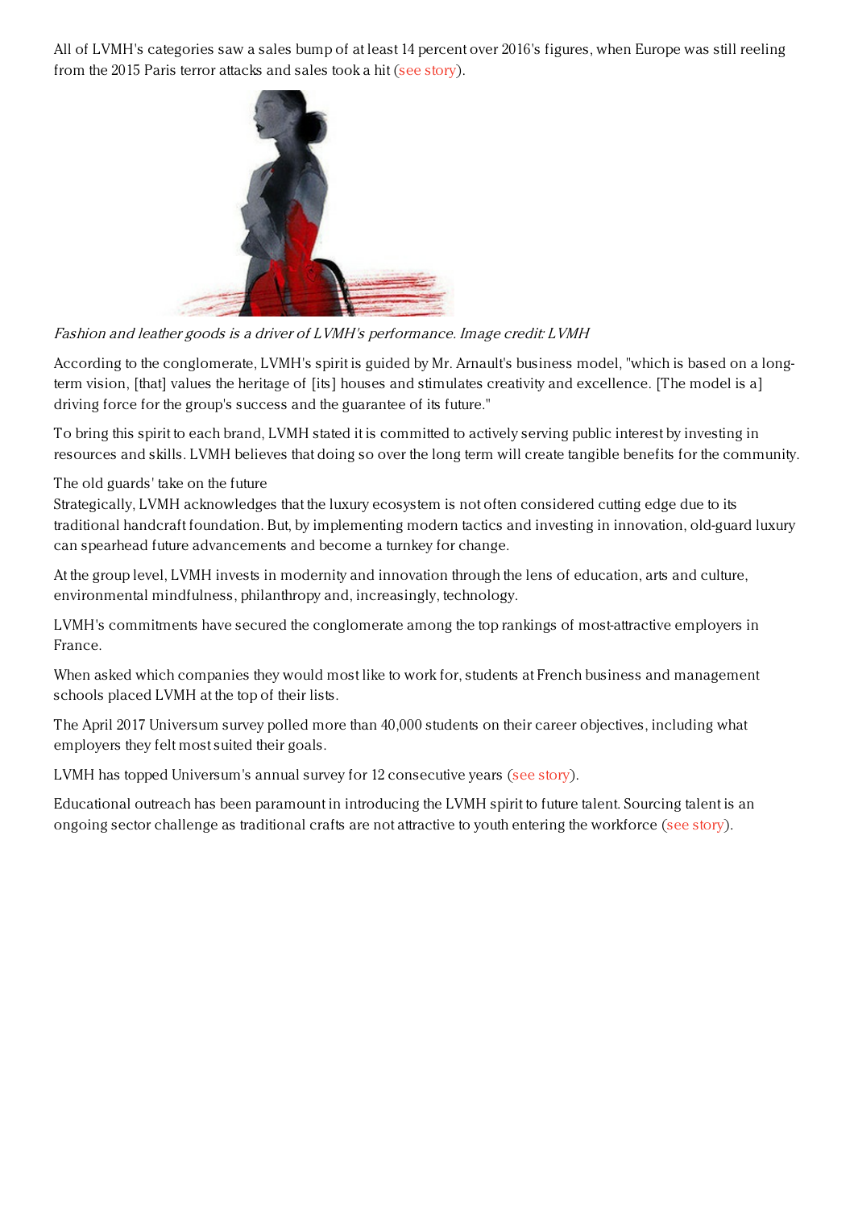All of LVMH's categories saw a sales bump of at least 14 percent over 2016's figures, when Europe was still reeling from the 2015 Paris terror attacks and sales took a hit (see story).

*Fashion and leather goods is a driver of LVMH's performance. Image credit: LVMH*

According to the conglomerate, LVMH's spirit is guided by Mr. Arnault's business model, "which is based on a long-term vision, [that] values the heritage of [its] houses and stimulates creativity and excellence. [The model is a] driving force for the group's success and the guarantee of its future."

To bring this spirit to each brand, LVMH stated it is committed to actively serving public interest by investing in resources and skills. LVMH believes that doing so over the long term will create tangible benefits for the community.

The old guards' take on the future

Strategically, LVMH acknowledges that the luxury ecosystem is not often considered cutting edge due to its traditional handcraft foundation. But, by implementing modern tactics and investing in innovation, old-guard luxury can spearhead future advancements and become a turnkey for change.

At the group level, LVMH invests in modernity and innovation through the lens of education, arts and culture, environmental mindfulness, philanthropy and, increasingly, technology.

LVMH's commitments have secured the conglomerate among the top rankings of most-attractive employers in France.

When asked which companies they would most like to work for, students at French business and management schools placed LVMH at the top of their lists.

The April 2017 Universum survey polled more than 40,000 students on their career objectives, including what employers they felt most suited their goals.

LVMH has topped Universum's annual survey for 12 consecutive years (see story).

Educational outreach has been paramount in introducing the LVMH spirit to future talent. Sourcing talent is an ongoing sector challenge as traditional crafts are not attractive to youth entering the workforce (see story).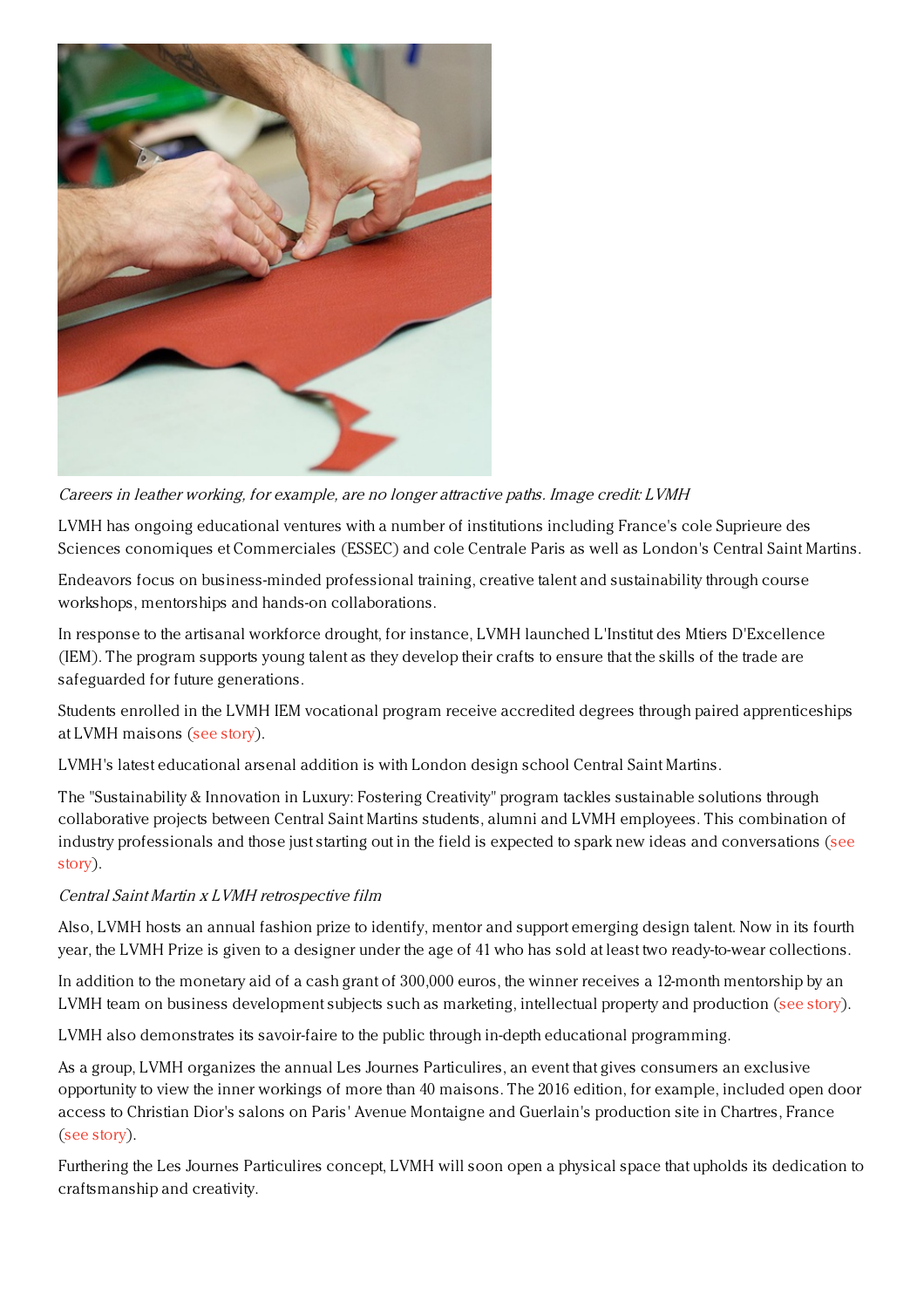*Careers in leather working, for example, are no longer attractive paths. Image credit: LVMH*

LVMH has ongoing educational ventures with a number of institutions including France's cole Suprieure des Sciences conomiques et Commerciales (ESSEC) and cole Centrale Paris as well as London's Central Saint Martins.

Endeavors focus on business-minded professional training, creative talent and sustainability through course workshops, mentorships and hands-on collaborations.

In response to the artisanal workforce drought, for instance, LVMH launched L'Institut des Mtiers D'Excellence (IEM). The program supports young talent as they develop their crafts to ensure that the skills of the trade are safeguarded for future generations.

Students enrolled in the LVMH IEM vocational program receive accredited degrees through paired apprenticeships at LVMH maisons (see story).

LVMH's latest educational arsenal addition is with London design school Central Saint Martins.

The "Sustainability & Innovation in Luxury: Fostering Creativity" program tackles sustainable solutions through collaborative projects between Central Saint Martins students, alumni and LVMH employees. This combination of industry professionals and those just starting out in the field is expected to spark new ideas and conversations (see story).

*Central Saint Martin x LVMH retrospective film*

Also, LVMH hosts an annual fashion prize to identify, mentor and support emerging design talent. Now in its fourth year, the LVMH Prize is given to a designer under the age of 41 who has sold at least two ready-to-wear collections.

In addition to the monetary aid of a cash grant of 300,000 euros, the winner receives a 12-month mentorship by an LVMH team on business development subjects such as marketing, intellectual property and production (see story).

LVMH also demonstrates its savoir-faire to the public through in-depth educational programming.

As a group, LVMH organizes the annual Les Journes Particulires, an event that gives consumers an exclusive opportunity to view the inner workings of more than 40 maisons. The 2016 edition, for example, included open door access to Christian Dior's salons on Paris' Avenue Montaigne and Guerlain's production site in Chartres, France (see story).

Furthering the Les Journes Particulires concept, LVMH will soon open a physical space that upholds its dedication to craftsmanship and creativity.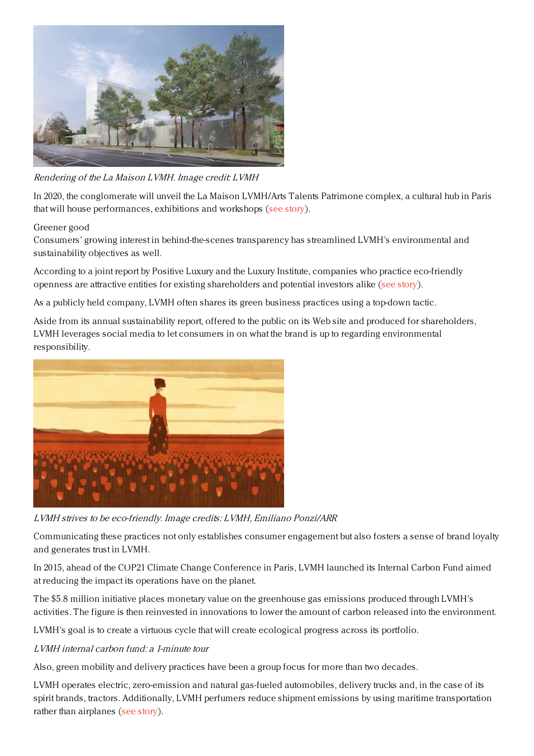*Rendering of the La Maison LVMH. Image credit: LVMH*

In 2020, the conglomerate will unveil the La Maison LVMH/Arts Talents Patrimone complex, a cultural hub in Paris that will house performances, exhibitions and workshops (see story).

Greener good

Consumers' growing interest in behind-the-scenes transparency has streamlined LVMH's environmental and sustainability objectives as well.

According to a joint report by Positive Luxury and the Luxury Institute, companies who practice eco-friendly openness are attractive entities for existing shareholders and potential investors alike (see story).

As a publicly held company, LVMH often shares its green business practices using a top-down tactic.

Aside from its annual sustainability report, offered to the public on its Web site and produced for shareholders, LVMH leverages social media to let consumers in on what the brand is up to regarding environmental responsibility.

*LVMH strives to be eco-friendly. Image credits: LVMH, Emiliano Ponzi/ARR*

Communicating these practices not only establishes consumer engagement but also fosters a sense of brand loyalty and generates trust in LVMH.

In 2015, ahead of the COP21 Climate Change Conference in Paris, LVMH launched its Internal Carbon Fund aimed at reducing the impact its operations have on the planet.

The $5.8 million initiative places monetary value on the greenhouse gas emissions produced through LVMH's activities. The figure is then reinvested in innovations to lower the amount of carbon released into the environment.

LVMH's goal is to create a virtuous cycle that will create ecological progress across its portfolio.

*LVMH internal carbon fund: a 1-minute tour*

Also, green mobility and delivery practices have been a group focus for more than two decades.

LVMH operates electric, zero-emission and natural gas-fueled automobiles, delivery trucks and, in the case of its spirit brands, tractors. Additionally, LVMH perfumers reduce shipment emissions by using maritime transportation rather than airplanes (see story).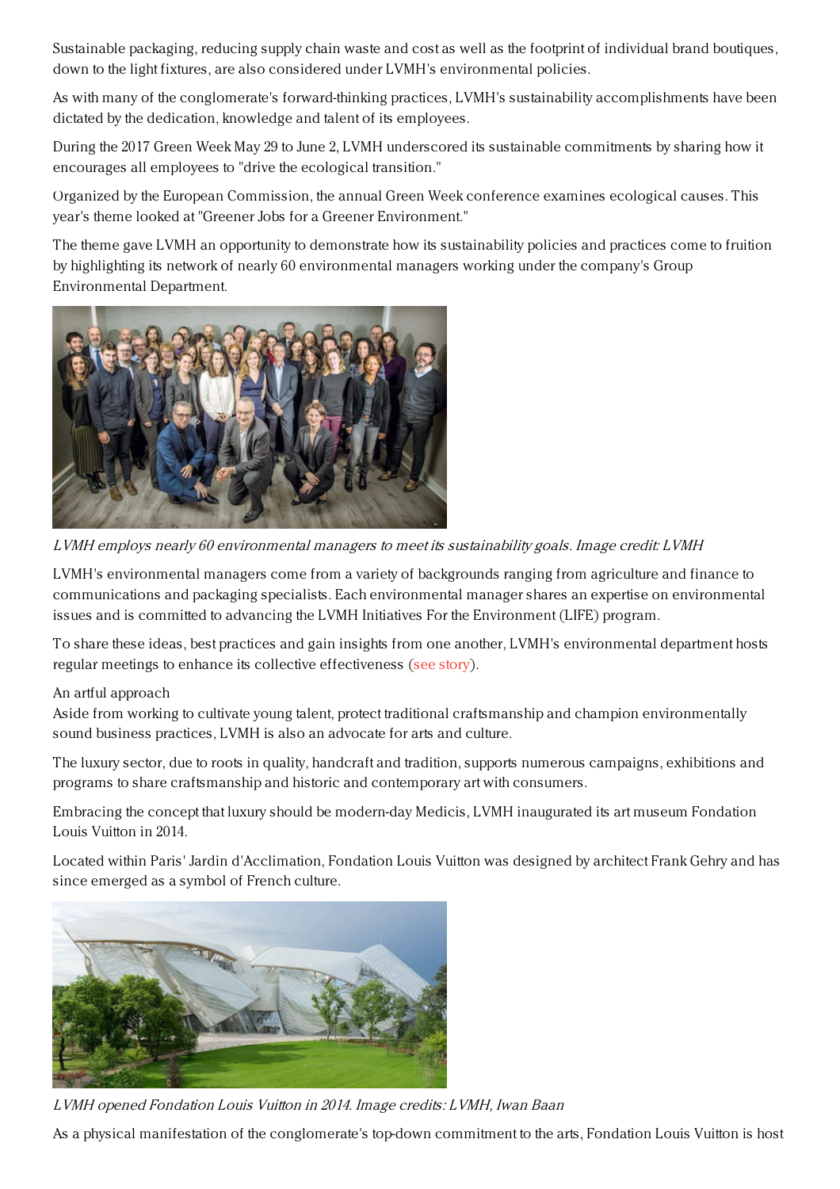Sustainable packaging, reducing supply chain waste and cost as well as the footprint of individual brand boutiques, down to the light fixtures, are also considered under LVMH's environmental policies.

As with many of the conglomerate's forward-thinking practices, LVMH's sustainability accomplishments have been dictated by the dedication, knowledge and talent of its employees.

During the 2017 Green Week May 29 to June 2, LVMH underscored its sustainable commitments by sharing how it encourages all employees to "drive the ecological transition."

Organized by the European Commission, the annual Green Week conference examines ecological causes. This year's theme looked at "Greener Jobs for a Greener Environment."

The theme gave LVMH an opportunity to demonstrate how its sustainability policies and practices come to fruition by highlighting its network of nearly 60 environmental managers working under the company's Group Environmental Department.

*LVMH employs nearly 60 environmental managers to meet its sustainability goals. Image credit: LVMH*

LVMH's environmental managers come from a variety of backgrounds ranging from agriculture and finance to communications and packaging specialists. Each environmental manager shares an expertise on environmental issues and is committed to advancing the LVMH Initiatives For the Environment (LIFE) program.

To share these ideas, best practices and gain insights from one another, LVMH's environmental department hosts regular meetings to enhance its collective effectiveness (see story).

An artful approach

Aside from working to cultivate young talent, protect traditional craftsmanship and champion environmentally sound business practices, LVMH is also an advocate for arts and culture.

The luxury sector, due to roots in quality, handcraft and tradition, supports numerous campaigns, exhibitions and programs to share craftsmanship and historic and contemporary art with consumers.

Embracing the concept that luxury should be modern-day Medicis, LVMH inaugurated its art museum Fondation Louis Vuitton in 2014.

Located within Paris' Jardin d'Acclimation, Fondation Louis Vuitton was designed by architect Frank Gehry and has since emerged as a symbol of French culture.

*LVMH opened Fondation Louis Vuitton in 2014. Image credits: LVMH, Iwan Baan*

As a physical manifestation of the conglomerate's top-down commitment to the arts, Fondation Louis Vuitton is host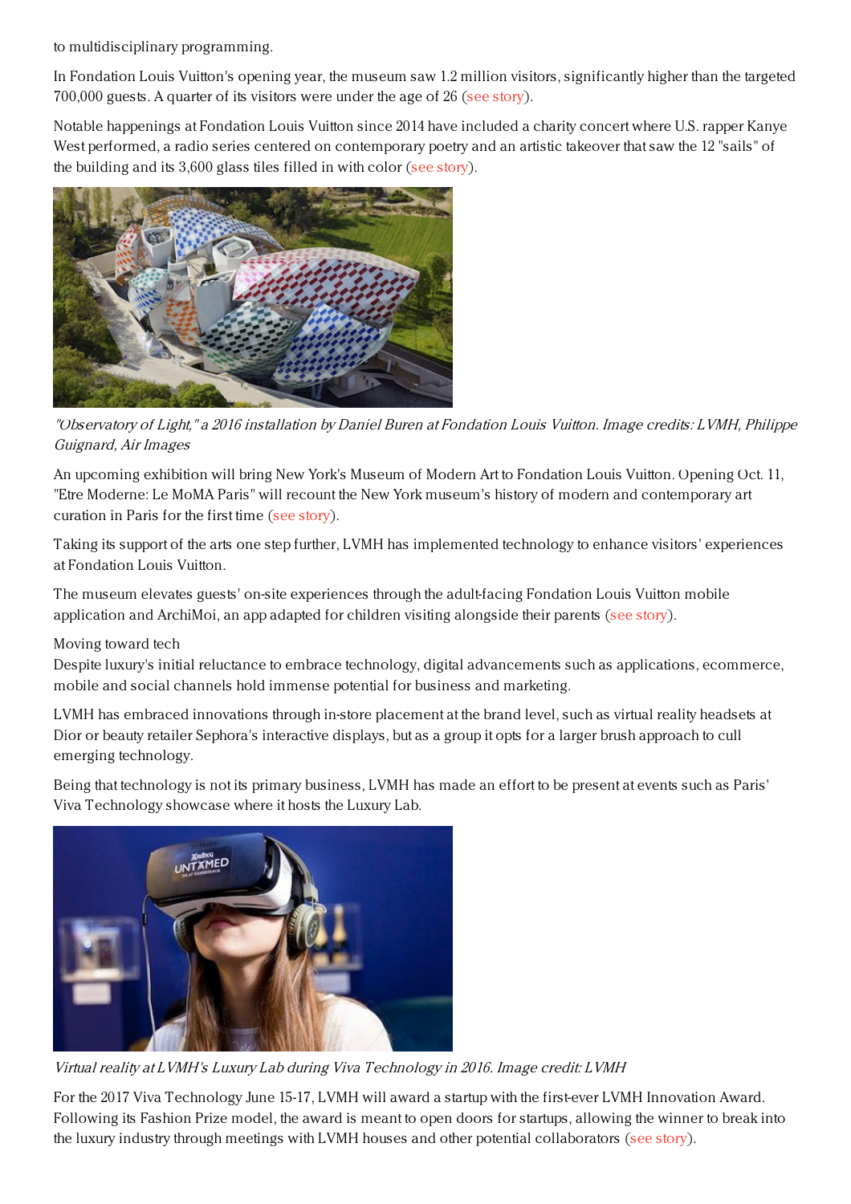to multidisciplinary programming.

In Fondation Louis Vuitton's opening year, the museum saw 1.2 million visitors, significantly higher than the targeted 700,000 guests. A quarter of its visitors were under the age of 26 (see story).

Notable happenings at Fondation Louis Vuitton since 2014 have included a charity concert where U.S. rapper Kanye West performed, a radio series centered on contemporary poetry and an artistic takeover that saw the 12 "sails" of the building and its 3,600 glass tiles filled in with color (see story).

*"Observatory of Light," a 2016 installation by Daniel Buren at Fondation Louis Vuitton. Image credits: LVMH, Philippe Guignard, Air Images*

An upcoming exhibition will bring New York's Museum of Modern Art to Fondation Louis Vuitton. Opening Oct. 11, "Etre Moderne: Le MoMA Paris" will recount the New York museum's history of modern and contemporary art curation in Paris for the first time (see story).

Taking its support of the arts one step further, LVMH has implemented technology to enhance visitors' experiences at Fondation Louis Vuitton.

The museum elevates guests' on-site experiences through the adult-facing Fondation Louis Vuitton mobile application and ArchiMoi, an app adapted for children visiting alongside their parents (see story).

Moving toward tech

Despite luxury's initial reluctance to embrace technology, digital advancements such as applications, ecommerce, mobile and social channels hold immense potential for business and marketing.

LVMH has embraced innovations through in-store placement at the brand level, such as virtual reality headsets at Dior or beauty retailer Sephora's interactive displays, but as a group it opts for a larger brush approach to cull emerging technology.

Being that technology is not its primary business, LVMH has made an effort to be present at events such as Paris' Viva Technology showcase where it hosts the Luxury Lab.

*Virtual reality at LVMH's Luxury Lab during Viva Technology in 2016. Image credit: LVMH*

For the 2017 Viva Technology June 15-17, LVMH will award a startup with the first-ever LVMH Innovation Award. Following its Fashion Prize model, the award is meant to open doors for startups, allowing the winner to break into the luxury industry through meetings with LVMH houses and other potential collaborators (see story).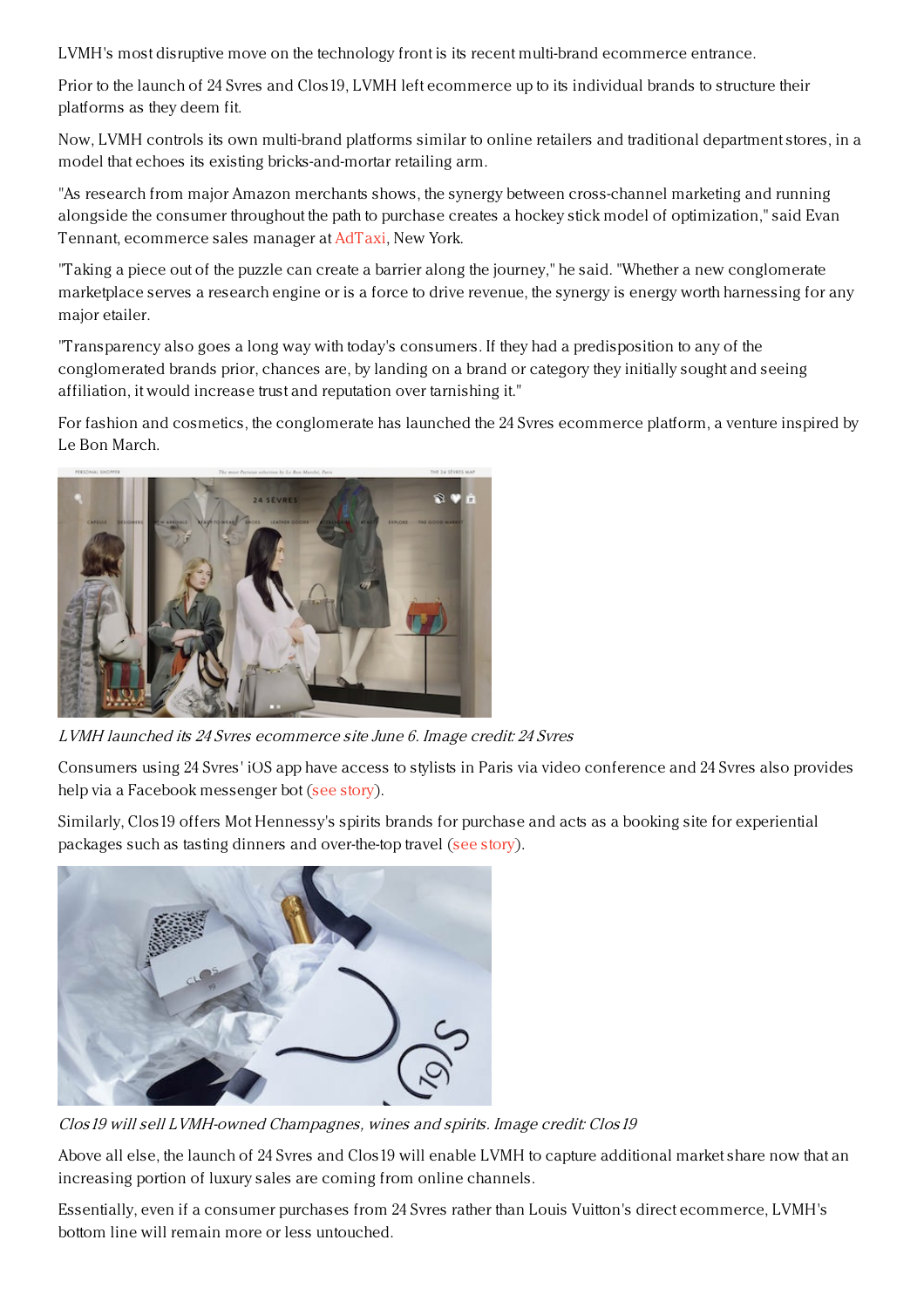LVMH's most disruptive move on the technology front is its recent multi-brand ecommerce entrance.

Prior to the launch of 24 Svres and Clos19, LVMH left ecommerce up to its individual brands to structure their platforms as they deem fit.

Now, LVMH controls its own multi-brand platforms similar to online retailers and traditional department stores, in a model that echoes its existing bricks-and-mortar retailing arm.

"As research from major Amazon merchants shows, the synergy between cross-channel marketing and running alongside the consumer throughout the path to purchase creates a hockey stick model of optimization," said Evan Tennant, ecommerce sales manager at AdTaxi, New York.

"Taking a piece out of the puzzle can create a barrier along the journey," he said. "Whether a new conglomerate marketplace serves a research engine or is a force to drive revenue, the synergy is energy worth harnessing for any major etailer.

"Transparency also goes a long way with today's consumers. If they had a predisposition to any of the conglomerated brands prior, chances are, by landing on a brand or category they initially sought and seeing affiliation, it would increase trust and reputation over tarnishing it."

For fashion and cosmetics, the conglomerate has launched the 24 Svres ecommerce platform, a venture inspired by Le Bon March.

*LVMH launched its 24 Svres ecommerce site June 6. Image credit: 24 Svres*

Consumers using 24 Svres' iOS app have access to stylists in Paris via video conference and 24 Svres also provides help via a Facebook messenger bot (see story).

Similarly, Clos19 offers Mot Hennessy's spirits brands for purchase and acts as a booking site for experiential packages such as tasting dinners and over-the-top travel (see story).

*Clos19 will sell LVMH-owned Champagnes, wines and spirits. Image credit: Clos19*

Above all else, the launch of 24 Svres and Clos19 will enable LVMH to capture additional market share now that an increasing portion of luxury sales are coming from online channels.

Essentially, even if a consumer purchases from 24 Svres rather than Louis Vuitton's direct ecommerce, LVMH's bottom line will remain more or less untouched.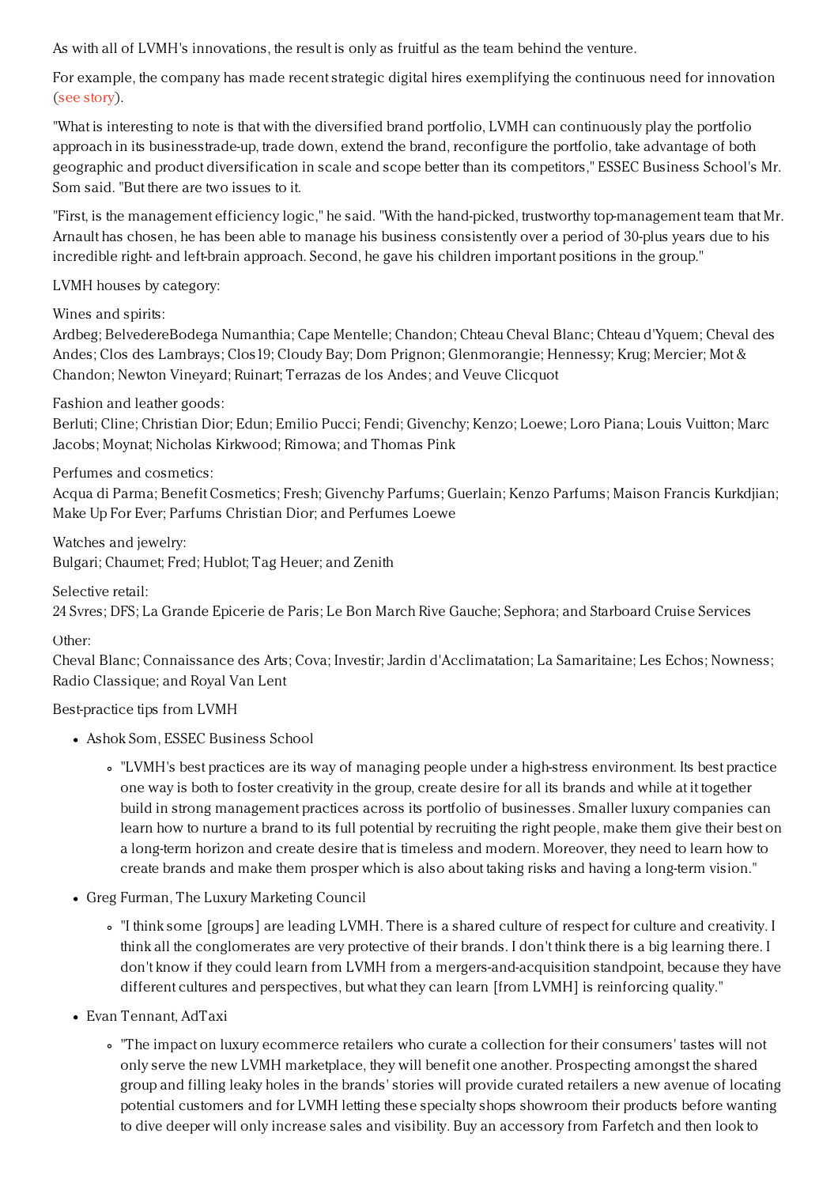As with all of LVMH's innovations, the result is only as fruitful as the team behind the venture.

For example, the company has made recent strategic digital hires exemplifying the continuous need for innovation (see story).

"What is interesting to note is that with the diversified brand portfolio, LVMH can continuously play the portfolio approach in its businesstrade-up, trade down, extend the brand, reconfigure the portfolio, take advantage of both geographic and product diversification in scale and scope better than its competitors," ESSEC Business School's Mr. Som said. "But there are two issues to it.

"First, is the management efficiency logic," he said. "With the hand-picked, trustworthy top-management team that Mr. Arnault has chosen, he has been able to manage his business consistently over a period of 30-plus years due to his incredible right- and left-brain approach. Second, he gave his children important positions in the group."

LVMH houses by category:

Wines and spirits:
Ardbeg; BelvedereBodega Numanthia; Cape Mentelle; Chandon; Chteau Cheval Blanc; Chteau d'Yquem; Cheval des Andes; Clos des Lambrays; Clos19; Cloudy Bay; Dom Prignon; Glenmorangie; Hennessy; Krug; Mercier; Mot & Chandon; Newton Vineyard; Ruinart; Terrazas de los Andes; and Veuve Clicquot

Fashion and leather goods:
Berluti; Cline; Christian Dior; Edun; Emilio Pucci; Fendi; Givenchy; Kenzo; Loewe; Loro Piana; Louis Vuitton; Marc Jacobs; Moynat; Nicholas Kirkwood; Rimowa; and Thomas Pink

Perfumes and cosmetics:
Acqua di Parma; Benefit Cosmetics; Fresh; Givenchy Parfums; Guerlain; Kenzo Parfums; Maison Francis Kurkdjian; Make Up For Ever; Parfums Christian Dior; and Perfumes Loewe

Watches and jewelry:
Bulgari; Chaumet; Fred; Hublot; Tag Heuer; and Zenith

Selective retail:
24 Svres; DFS; La Grande Epicerie de Paris; Le Bon March Rive Gauche; Sephora; and Starboard Cruise Services

Other:
Cheval Blanc; Connaissance des Arts; Cova; Investir; Jardin d'Acclimatation; La Samaritaine; Les Echos; Nowness; Radio Classique; and Royal Van Lent

Best-practice tips from LVMH

- Ashok Som, ESSEC Business School
  - "LVMH's best practices are its way of managing people under a high-stress environment. Its best practice one way is both to foster creativity in the group, create desire for all its brands and while at it together build in strong management practices across its portfolio of businesses. Smaller luxury companies can learn how to nurture a brand to its full potential by recruiting the right people, make them give their best on a long-term horizon and create desire that is timeless and modern. Moreover, they need to learn how to create brands and make them prosper which is also about taking risks and having a long-term vision."
- Greg Furman, The Luxury Marketing Council
  - "I think some [groups] are leading LVMH. There is a shared culture of respect for culture and creativity. I think all the conglomerates are very protective of their brands. I don't think there is a big learning there. I don't know if they could learn from LVMH from a mergers-and-acquisition standpoint, because they have different cultures and perspectives, but what they can learn [from LVMH] is reinforcing quality."
- Evan Tennant, AdTaxi
  - "The impact on luxury ecommerce retailers who curate a collection for their consumers' tastes will not only serve the new LVMH marketplace, they will benefit one another. Prospecting amongst the shared group and filling leaky holes in the brands' stories will provide curated retailers a new avenue of locating potential customers and for LVMH letting these specialty shops showroom their products before wanting to dive deeper will only increase sales and visibility. Buy an accessory from Farfetch and then look to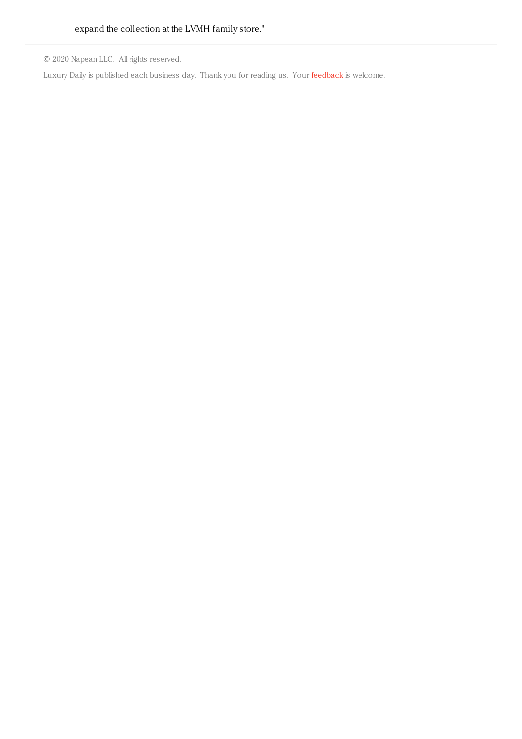expand the collection at the LVMH family store."

---

© 2020 Napean LLC. All rights reserved.

Luxury Daily is published each business day. Thank you for reading us. Your feedback is welcome.